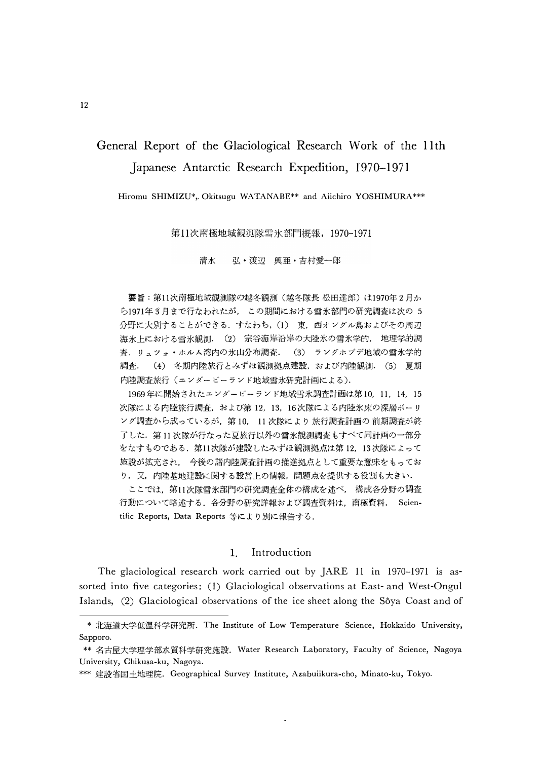# General Report of the Glaciological Research Work of the 11th Japanese Antarctic Research Expedition, 1970–1971

Hiromu SHIMIZU*, Okitsugu WATANABE** and Aiichiro YOSHIMURA***

第11次南極地域観測隊雪氷部門概報，1970–1971

清水　弘・渡辺　興亜・吉村愛一郎

**要旨**：第11次南極地域観測隊の越冬観測（越冬隊長 松田達郎）は1970年2月から1971年3月まで行なわれたが，この期間における雪氷部門の研究調査は次の5分野に大別することができる．すなわち，(1) 東，西オングル島およびその周辺海氷上における雪氷観測．(2) 宗谷海岸沿岸の大陸氷の雪氷学的，地理学的調査．リュツォ・ホルム湾内の氷山分布調査．(3) ラングホブデ地域の雪氷学的調査．(4) 冬期内陸旅行とみずほ観測拠点建設，および内陸観測．(5) 夏期内陸調査旅行（エンダービーランド地域雪氷研究計画による）．

1969年に開始されたエンダービーランド地域雪氷調査計画は第10，11，14，15次隊による内陸旅行調査，および第12，13，16次隊による内陸氷床の深層ボーリング調査から成っているが，第10，11次隊により旅行調査計画の前期調査が終了した．第11次隊が行なった夏旅行以外の雪氷観測調査もすべて同計画の一部分をなすものである．第11次隊が建設したみずほ観測拠点は第12，13次隊によって施設が拡充され，今後の諸内陸調査計画の推進拠点として重要な意味をもっており，又，内陸基地建設に関する設営上の情報，問題点を提供する役割も大きい．

ここでは，第11次隊雪氷部門の研究調査全体の構成を述べ，構成各分野の調査行動について略述する．各分野の研究詳報および調査資料は，南極資料，Scientific Reports, Data Reports 等により別に報告する．

## 1. Introduction

The glaciological research work carried out by JARE 11 in 1970–1971 is assorted into five categories: (1) Glaciological observations at East- and West-Ongul Islands, (2) Glaciological observations of the ice sheet along the Sôya Coast and of

---

\* 北海道大学低温科学研究所．The Institute of Low Temperature Science, Hokkaido University, Sapporo.

\** 名古屋大学理学部水質科学研究施設．Water Research Laboratory, Faculty of Science, Nagoya University, Chikusa-ku, Nagoya.

\*** 建設省国土地理院．Geographical Survey Institute, Azabuiikura-cho, Minato-ku, Tokyo.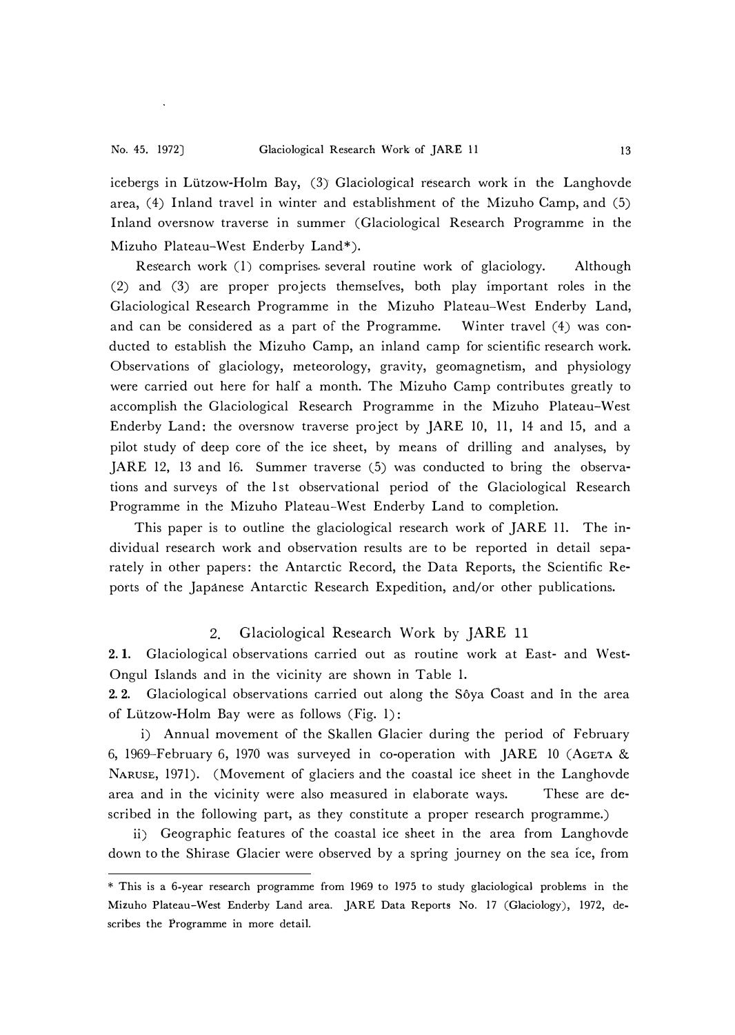icebergs in Lützow-Holm Bay, (3) Glaciological research work in the Langhovde area, (4) Inland travel in winter and establishment of the Mizuho Camp, and (5) Inland oversnow traverse in summer (Glaciological Research Programme in the Mizuho Plateau-West Enderby Land*).

Research work (1) comprises several routine work of glaciology. Although (2) and (3) are proper projects themselves, both play important roles in the Glaciological Research Programme in the Mizuho Plateau-West Enderby Land, and can be considered as a part of the Programme. Winter travel (4) was conducted to establish the Mizuho Camp, an inland camp for scientific research work. Observations of glaciology, meteorology, gravity, geomagnetism, and physiology were carried out here for half a month. The Mizuho Camp contributes greatly to accomplish the Glaciological Research Programme in the Mizuho Plateau-West Enderby Land: the oversnow traverse project by JARE 10, 11, 14 and 15, and a pilot study of deep core of the ice sheet, by means of drilling and analyses, by JARE 12, 13 and 16. Summer traverse (5) was conducted to bring the observations and surveys of the 1st observational period of the Glaciological Research Programme in the Mizuho Plateau-West Enderby Land to completion.

This paper is to outline the glaciological research work of JARE 11. The individual research work and observation results are to be reported in detail separately in other papers: the Antarctic Record, the Data Reports, the Scientific Reports of the Japanese Antarctic Research Expedition, and/or other publications.

## 2. Glaciological Research Work by JARE 11

**2.1.** Glaciological observations carried out as routine work at East- and West-Ongul Islands and in the vicinity are shown in Table 1.

**2.2.** Glaciological observations carried out along the Sôya Coast and in the area of Lützow-Holm Bay were as follows (Fig. 1):

i) Annual movement of the Skallen Glacier during the period of February 6, 1969–February 6, 1970 was surveyed in co-operation with JARE 10 (AGETA & NARUSE, 1971). (Movement of glaciers and the coastal ice sheet in the Langhovde area and in the vicinity were also measured in elaborate ways. These are described in the following part, as they constitute a proper research programme.)

ii) Geographic features of the coastal ice sheet in the area from Langhovde down to the Shirase Glacier were observed by a spring journey on the sea ice, from

---

\* This is a 6-year research programme from 1969 to 1975 to study glaciological problems in the Mizuho Plateau-West Enderby Land area. JARE Data Reports No. 17 (Glaciology), 1972, describes the Programme in more detail.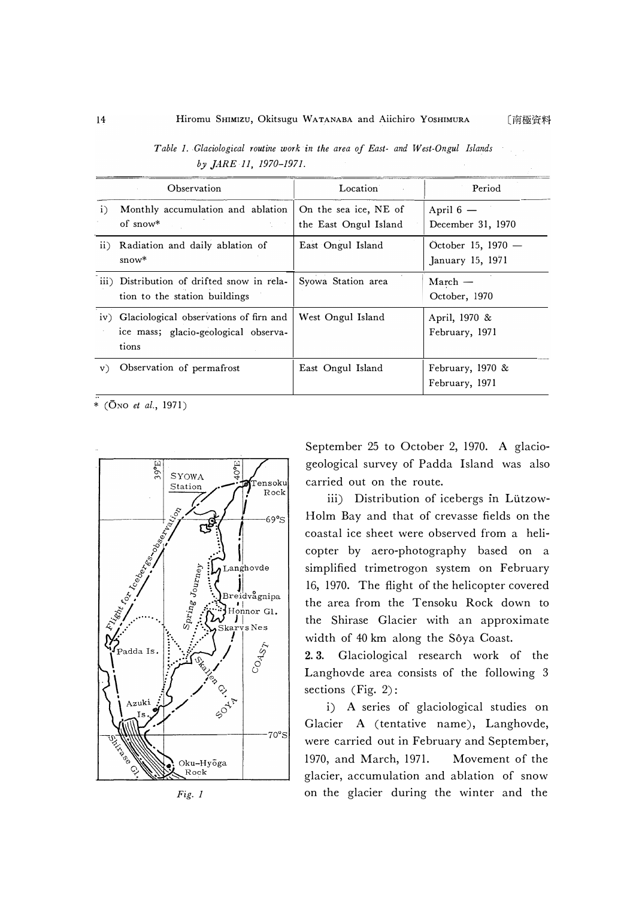*Table 1. Glaciological routine work in the area of East- and West-Ongul Islands by JARE 11, 1970–1971.*

| Observation | Location | Period |
|---|---|---|
| i) Monthly accumulation and ablation of snow* | On the sea ice, NE of the East Ongul Island | April 6 — December 31, 1970 |
| ii) Radiation and daily ablation of snow* | East Ongul Island | October 15, 1970 — January 15, 1971 |
| iii) Distribution of drifted snow in relation to the station buildings | Syowa Station area | March — October, 1970 |
| iv) Glaciological observations of firn and ice mass; glacio-geological observations | West Ongul Island | April, 1970 & February, 1971 |
| v) Observation of permafrost | East Ongul Island | February, 1970 & February, 1971 |

\* (Ōno *et al.*, 1971)

*Fig. 1*

September 25 to October 2, 1970. A glacio-geological survey of Padda Island was also carried out on the route.

iii) Distribution of icebergs in Lützow-Holm Bay and that of crevasse fields on the coastal ice sheet were observed from a helicopter by aero-photography based on a simplified trimetrogon system on February 16, 1970. The flight of the helicopter covered the area from the Tensoku Rock down to the Shirase Glacier with an approximate width of 40 km along the Sôya Coast.

**2. 3.** Glaciological research work of the Langhovde area consists of the following 3 sections (Fig. 2):

i) A series of glaciological studies on Glacier A (tentative name), Langhovde, were carried out in February and September, 1970, and March, 1971. Movement of the glacier, accumulation and ablation of snow on the glacier during the winter and the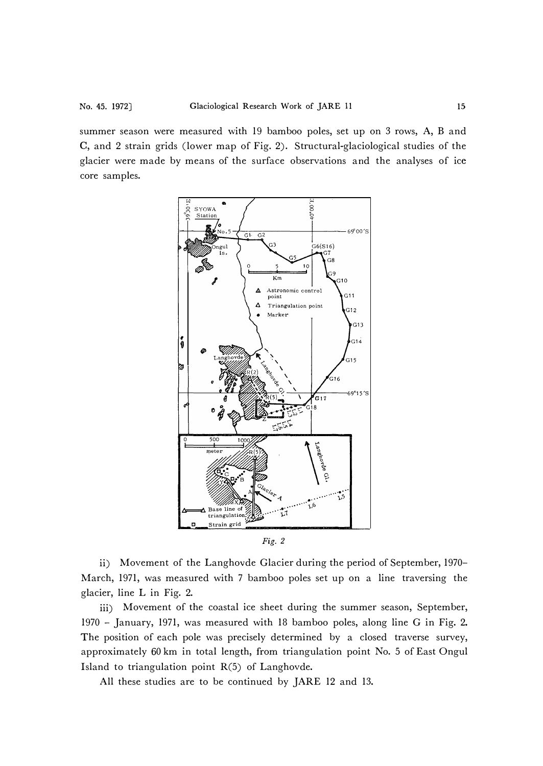summer season were measured with 19 bamboo poles, set up on 3 rows, A, B and C, and 2 strain grids (lower map of Fig. 2). Structural-glaciological studies of the glacier were made by means of the surface observations and the analyses of ice core samples.

*Fig. 2*

ii) Movement of the Langhovde Glacier during the period of September, 1970–March, 1971, was measured with 7 bamboo poles set up on a line traversing the glacier, line L in Fig. 2.

iii) Movement of the coastal ice sheet during the summer season, September, 1970 – January, 1971, was measured with 18 bamboo poles, along line G in Fig. 2. The position of each pole was precisely determined by a closed traverse survey, approximately 60 km in total length, from triangulation point No. 5 of East Ongul Island to triangulation point R(5) of Langhovde.

All these studies are to be continued by JARE 12 and 13.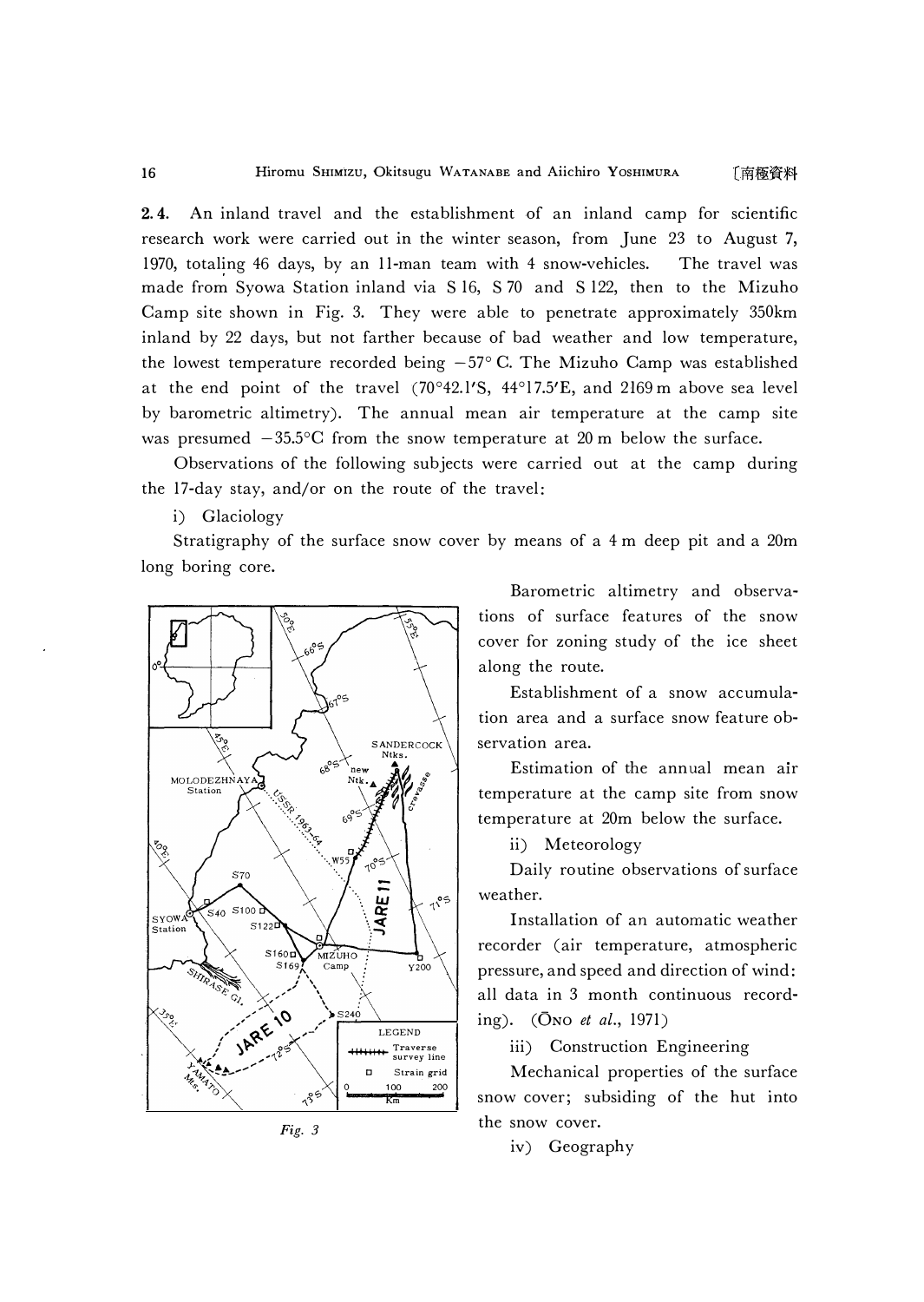**2.4.** An inland travel and the establishment of an inland camp for scientific research work were carried out in the winter season, from June 23 to August 7, 1970, totaling 46 days, by an 11-man team with 4 snow-vehicles. The travel was made from Syowa Station inland via S 16, S 70 and S 122, then to the Mizuho Camp site shown in Fig. 3. They were able to penetrate approximately 350km inland by 22 days, but not farther because of bad weather and low temperature, the lowest temperature recorded being −57° C. The Mizuho Camp was established at the end point of the travel (70°42.1′S, 44°17.5′E, and 2169 m above sea level by barometric altimetry). The annual mean air temperature at the camp site was presumed −35.5°C from the snow temperature at 20 m below the surface.

Observations of the following subjects were carried out at the camp during the 17-day stay, and/or on the route of the travel:

i) Glaciology

Stratigraphy of the surface snow cover by means of a 4 m deep pit and a 20m long boring core.

Barometric altimetry and observations of surface features of the snow cover for zoning study of the ice sheet along the route.

Establishment of a snow accumulation area and a surface snow feature observation area.

Estimation of the annual mean air temperature at the camp site from snow temperature at 20m below the surface.

ii) Meteorology

Daily routine observations of surface weather.

Installation of an automatic weather recorder (air temperature, atmospheric pressure, and speed and direction of wind: all data in 3 month continuous recording). (Ōno *et al.*, 1971)

iii) Construction Engineering

Mechanical properties of the surface snow cover; subsiding of the hut into the snow cover.

iv) Geography

*Fig. 3*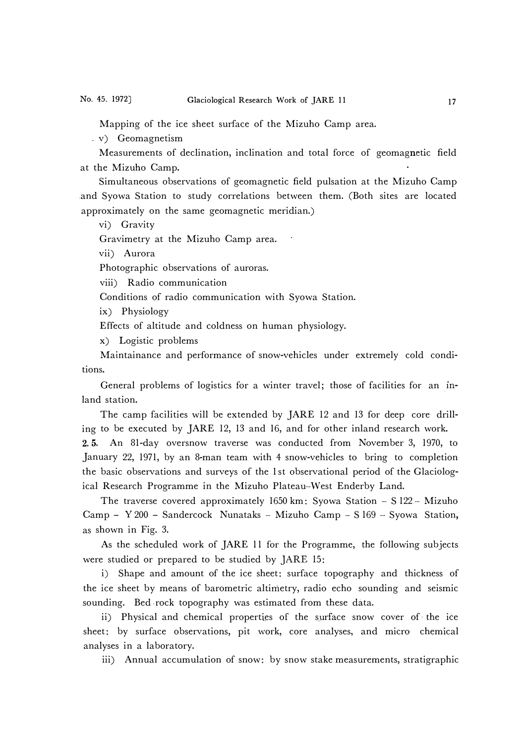Mapping of the ice sheet surface of the Mizuho Camp area.

v) Geomagnetism

Measurements of declination, inclination and total force of geomagnetic field at the Mizuho Camp.

Simultaneous observations of geomagnetic field pulsation at the Mizuho Camp and Syowa Station to study correlations between them. (Both sites are located approximately on the same geomagnetic meridian.)

vi) Gravity

Gravimetry at the Mizuho Camp area.

vii) Aurora

Photographic observations of auroras.

viii) Radio communication

Conditions of radio communication with Syowa Station.

ix) Physiology

Effects of altitude and coldness on human physiology.

x) Logistic problems

Maintainance and performance of snow-vehicles under extremely cold conditions.

General problems of logistics for a winter travel; those of facilities for an inland station.

The camp facilities will be extended by JARE 12 and 13 for deep core drilling to be executed by JARE 12, 13 and 16, and for other inland research work.

**2.5.** An 81-day oversnow traverse was conducted from November 3, 1970, to January 22, 1971, by an 8-man team with 4 snow-vehicles to bring to completion the basic observations and surveys of the 1st observational period of the Glaciological Research Programme in the Mizuho Plateau–West Enderby Land.

The traverse covered approximately 1650 km: Syowa Station – S 122 – Mizuho Camp – Y 200 – Sandercock Nunataks – Mizuho Camp – S 169 – Syowa Station, as shown in Fig. 3.

As the scheduled work of JARE 11 for the Programme, the following subjects were studied or prepared to be studied by JARE 15:

i) Shape and amount of the ice sheet: surface topography and thickness of the ice sheet by means of barometric altimetry, radio echo sounding and seismic sounding. Bed rock topography was estimated from these data.

ii) Physical and chemical properties of the surface snow cover of the ice sheet: by surface observations, pit work, core analyses, and micro chemical analyses in a laboratory.

iii) Annual accumulation of snow: by snow stake measurements, stratigraphic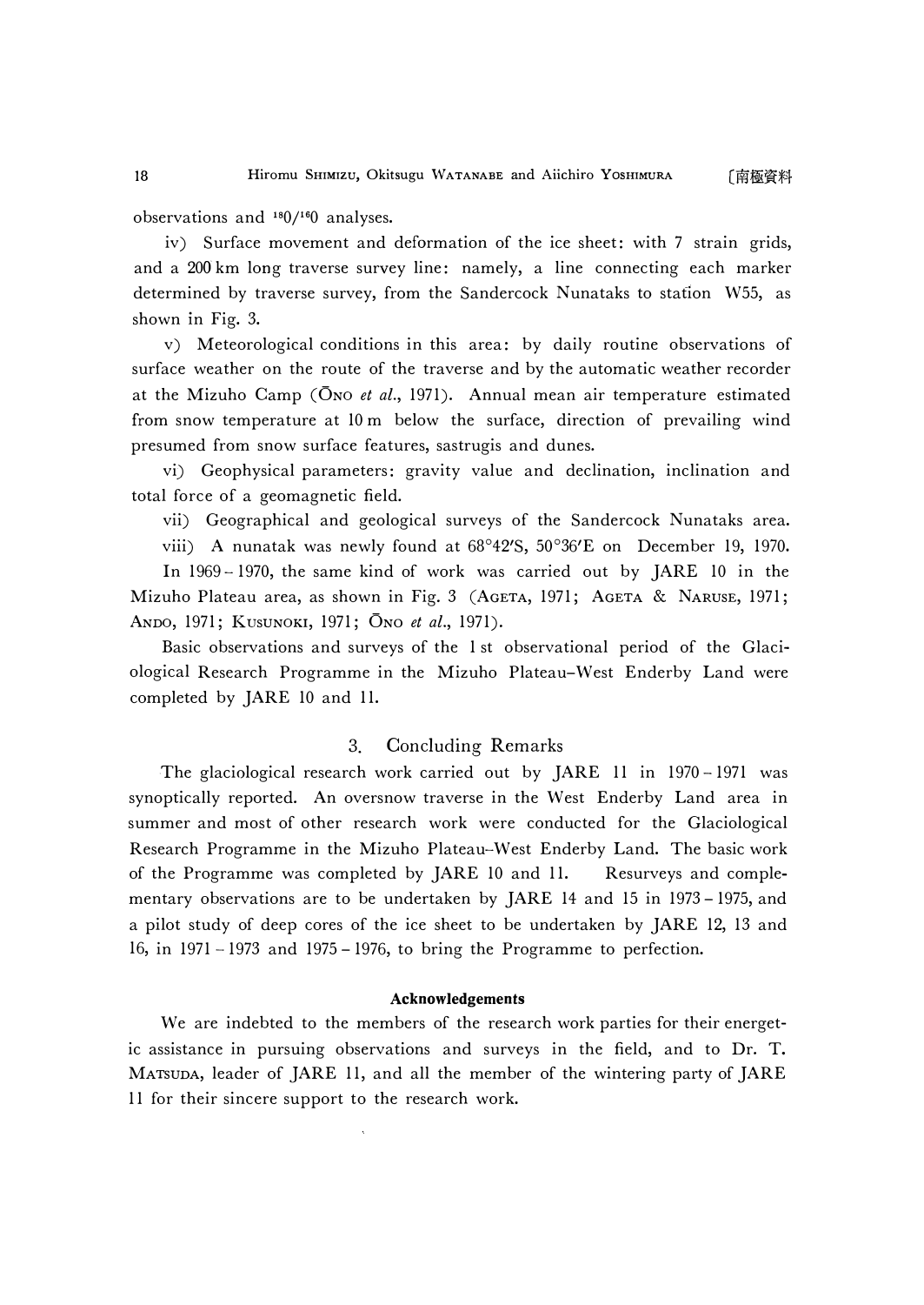observations and $^{18}O/^{16}O$ analyses.

iv) Surface movement and deformation of the ice sheet: with 7 strain grids, and a 200 km long traverse survey line: namely, a line connecting each marker determined by traverse survey, from the Sandercock Nunataks to station W55, as shown in Fig. 3.

v) Meteorological conditions in this area: by daily routine observations of surface weather on the route of the traverse and by the automatic weather recorder at the Mizuho Camp (ŌNO *et al*., 1971). Annual mean air temperature estimated from snow temperature at 10 m below the surface, direction of prevailing wind presumed from snow surface features, sastrugis and dunes.

vi) Geophysical parameters: gravity value and declination, inclination and total force of a geomagnetic field.

vii) Geographical and geological surveys of the Sandercock Nunataks area.

viii) A nunatak was newly found at 68°42′S, 50°36′E on December 19, 1970.

In 1969–1970, the same kind of work was carried out by JARE 10 in the Mizuho Plateau area, as shown in Fig. 3 (AGETA, 1971; AGETA & NARUSE, 1971; ANDO, 1971; KUSUNOKI, 1971; ŌNO *et al*., 1971).

Basic observations and surveys of the 1st observational period of the Glaciological Research Programme in the Mizuho Plateau–West Enderby Land were completed by JARE 10 and 11.

## 3. Concluding Remarks

The glaciological research work carried out by JARE 11 in 1970–1971 was synoptically reported. An oversnow traverse in the West Enderby Land area in summer and most of other research work were conducted for the Glaciological Research Programme in the Mizuho Plateau–West Enderby Land. The basic work of the Programme was completed by JARE 10 and 11. Resurveys and complementary observations are to be undertaken by JARE 14 and 15 in 1973–1975, and a pilot study of deep cores of the ice sheet to be undertaken by JARE 12, 13 and 16, in 1971–1973 and 1975–1976, to bring the Programme to perfection.

### Acknowledgements

We are indebted to the members of the research work parties for their energetic assistance in pursuing observations and surveys in the field, and to Dr. T. MATSUDA, leader of JARE 11, and all the member of the wintering party of JARE 11 for their sincere support to the research work.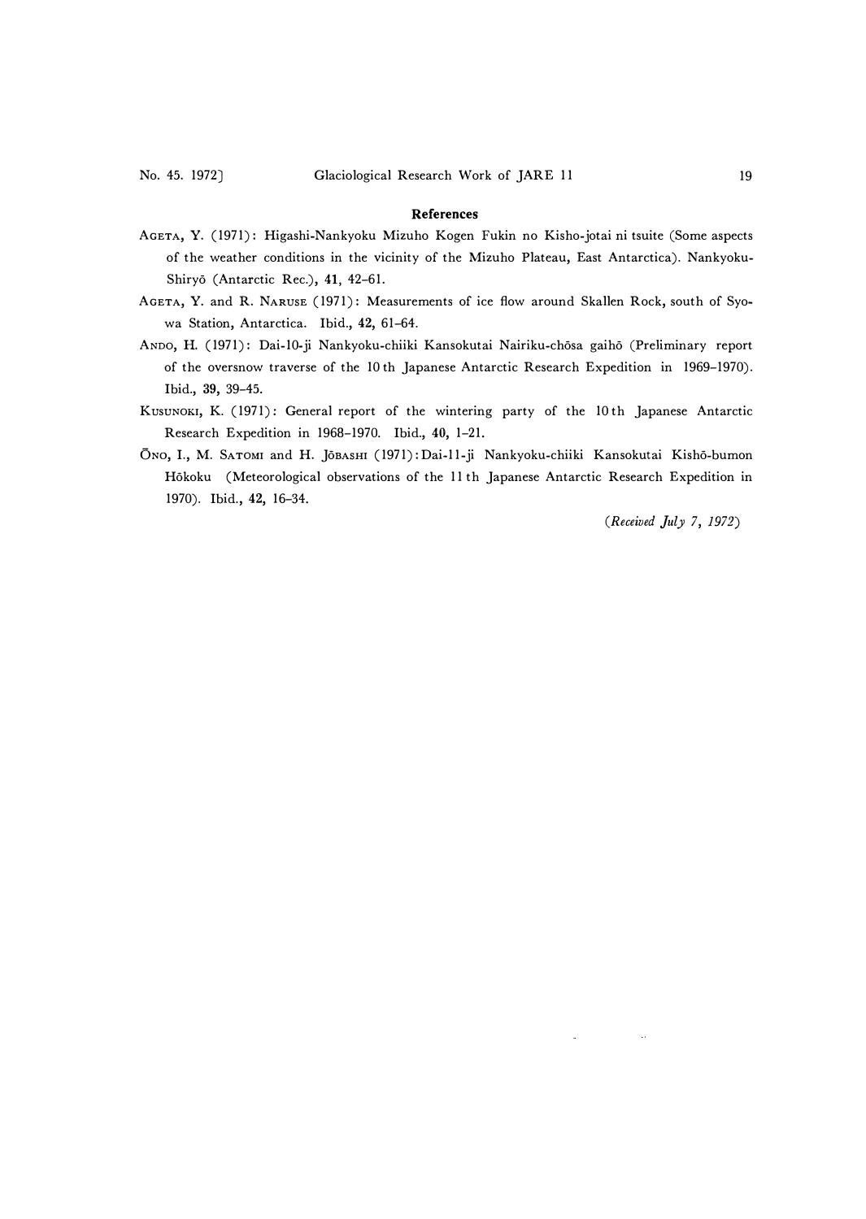## References

AGETA, Y. (1971): Higashi-Nankyoku Mizuho Kogen Fukin no Kisho-jotai ni tsuite (Some aspects of the weather conditions in the vicinity of the Mizuho Plateau, East Antarctica). Nankyoku-Shiryō (Antarctic Rec.), **41**, 42–61.

AGETA, Y. and R. NARUSE (1971): Measurements of ice flow around Skallen Rock, south of Syowa Station, Antarctica. Ibid., **42**, 61–64.

ANDO, H. (1971): Dai-10-ji Nankyoku-chiiki Kansokutai Nairiku-chōsa gaihō (Preliminary report of the oversnow traverse of the 10 th Japanese Antarctic Research Expedition in 1969–1970). Ibid., **39**, 39–45.

KUSUNOKI, K. (1971): General report of the wintering party of the 10 th Japanese Antarctic Research Expedition in 1968–1970. Ibid., **40**, 1–21.

ŌNO, I., M. SATOMI and H. JŌBASHI (1971): Dai-11-ji Nankyoku-chiiki Kansokutai Kishō-bumon Hōkoku (Meteorological observations of the 11 th Japanese Antarctic Research Expedition in 1970). Ibid., **42**, 16–34.

*(Received July 7, 1972)*